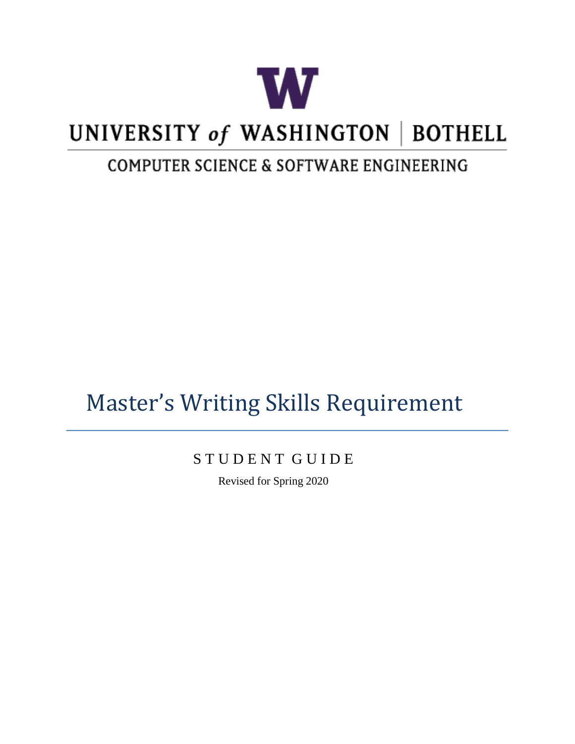UNIVERSITY of WASHINGTON | BOTHELL

COMPUTER SCIENCE & SOFTWARE ENGINEERING

# Master's Writing Skills Requirement

STUDENT GUIDE

Revised for Spring 2020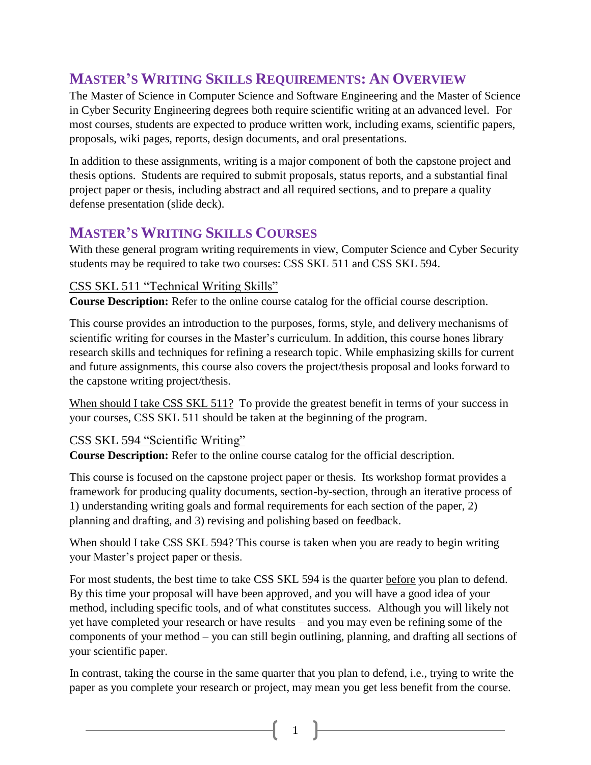## MASTER'S WRITING SKILLS REQUIREMENTS: AN OVERVIEW

The Master of Science in Computer Science and Software Engineering and the Master of Science in Cyber Security Engineering degrees both require scientific writing at an advanced level. For most courses, students are expected to produce written work, including exams, scientific papers, proposals, wiki pages, reports, design documents, and oral presentations.

In addition to these assignments, writing is a major component of both the capstone project and thesis options. Students are required to submit proposals, status reports, and a substantial final project paper or thesis, including abstract and all required sections, and to prepare a quality defense presentation (slide deck).

## MASTER'S WRITING SKILLS COURSES

With these general program writing requirements in view, Computer Science and Cyber Security students may be required to take two courses: CSS SKL 511 and CSS SKL 594.

### CSS SKL 511 "Technical Writing Skills"

**Course Description:** Refer to the online course catalog for the official course description.

This course provides an introduction to the purposes, forms, style, and delivery mechanisms of scientific writing for courses in the Master's curriculum. In addition, this course hones library research skills and techniques for refining a research topic. While emphasizing skills for current and future assignments, this course also covers the project/thesis proposal and looks forward to the capstone writing project/thesis.

When should I take CSS SKL 511? To provide the greatest benefit in terms of your success in your courses, CSS SKL 511 should be taken at the beginning of the program.

### CSS SKL 594 "Scientific Writing"

**Course Description:** Refer to the online course catalog for the official description.

This course is focused on the capstone project paper or thesis. Its workshop format provides a framework for producing quality documents, section-by-section, through an iterative process of 1) understanding writing goals and formal requirements for each section of the paper, 2) planning and drafting, and 3) revising and polishing based on feedback.

When should I take CSS SKL 594? This course is taken when you are ready to begin writing your Master's project paper or thesis.

For most students, the best time to take CSS SKL 594 is the quarter before you plan to defend. By this time your proposal will have been approved, and you will have a good idea of your method, including specific tools, and of what constitutes success. Although you will likely not yet have completed your research or have results – and you may even be refining some of the components of your method – you can still begin outlining, planning, and drafting all sections of your scientific paper.

In contrast, taking the course in the same quarter that you plan to defend, i.e., trying to write the paper as you complete your research or project, may mean you get less benefit from the course.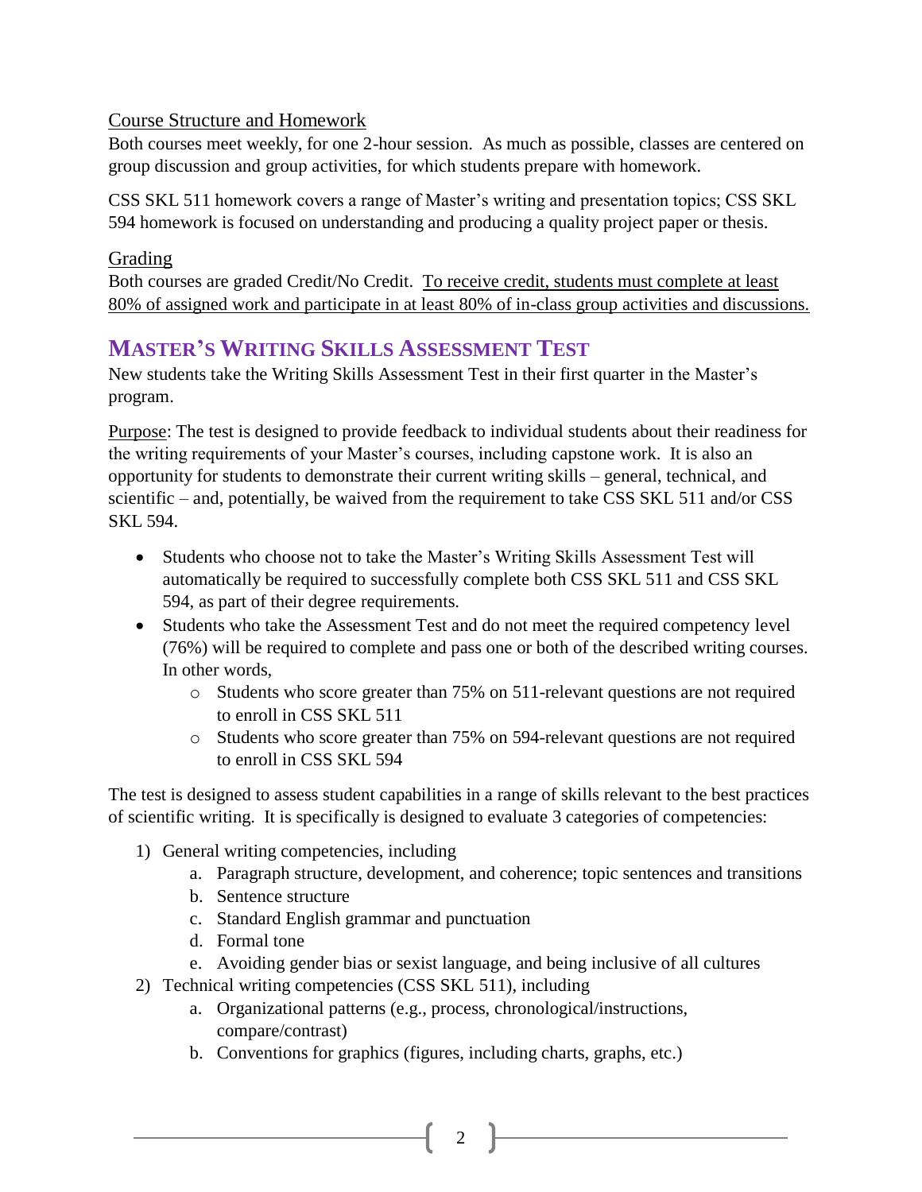Course Structure and Homework

Both courses meet weekly, for one 2-hour session. As much as possible, classes are centered on group discussion and group activities, for which students prepare with homework.

CSS SKL 511 homework covers a range of Master's writing and presentation topics; CSS SKL 594 homework is focused on understanding and producing a quality project paper or thesis.

Grading

Both courses are graded Credit/No Credit. To receive credit, students must complete at least 80% of assigned work and participate in at least 80% of in-class group activities and discussions.

## MASTER'S WRITING SKILLS ASSESSMENT TEST

New students take the Writing Skills Assessment Test in their first quarter in the Master's program.

Purpose: The test is designed to provide feedback to individual students about their readiness for the writing requirements of your Master's courses, including capstone work. It is also an opportunity for students to demonstrate their current writing skills – general, technical, and scientific – and, potentially, be waived from the requirement to take CSS SKL 511 and/or CSS SKL 594.

- Students who choose not to take the Master's Writing Skills Assessment Test will automatically be required to successfully complete both CSS SKL 511 and CSS SKL 594, as part of their degree requirements.
- Students who take the Assessment Test and do not meet the required competency level (76%) will be required to complete and pass one or both of the described writing courses. In other words,
  - Students who score greater than 75% on 511-relevant questions are not required to enroll in CSS SKL 511
  - Students who score greater than 75% on 594-relevant questions are not required to enroll in CSS SKL 594

The test is designed to assess student capabilities in a range of skills relevant to the best practices of scientific writing. It is specifically is designed to evaluate 3 categories of competencies:

1) General writing competencies, including
   a. Paragraph structure, development, and coherence; topic sentences and transitions
   b. Sentence structure
   c. Standard English grammar and punctuation
   d. Formal tone
   e. Avoiding gender bias or sexist language, and being inclusive of all cultures
2) Technical writing competencies (CSS SKL 511), including
   a. Organizational patterns (e.g., process, chronological/instructions, compare/contrast)
   b. Conventions for graphics (figures, including charts, graphs, etc.)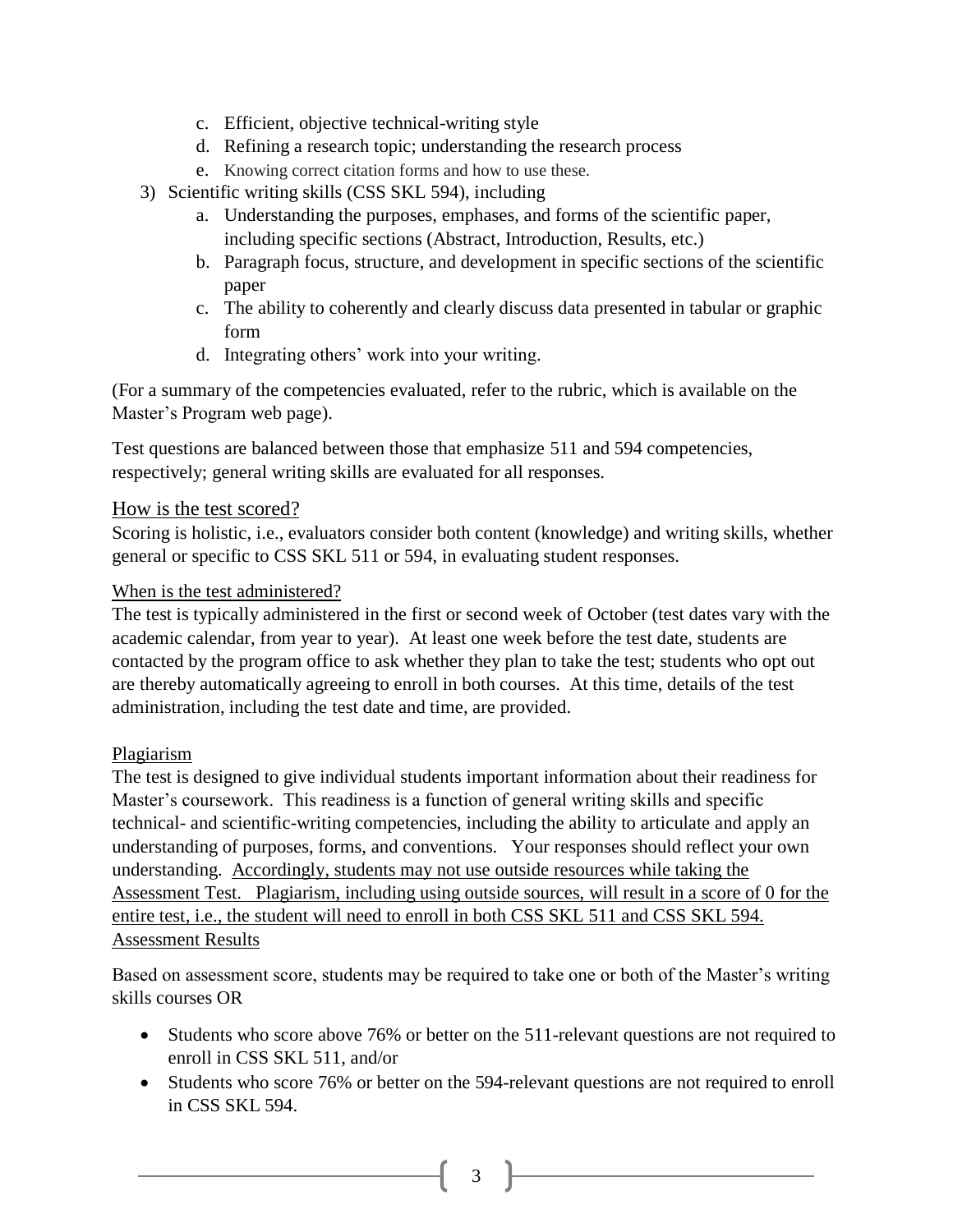c. Efficient, objective technical-writing style
   d. Refining a research topic; understanding the research process
   e. Knowing correct citation forms and how to use these.
3) Scientific writing skills (CSS SKL 594), including
   a. Understanding the purposes, emphases, and forms of the scientific paper, including specific sections (Abstract, Introduction, Results, etc.)
   b. Paragraph focus, structure, and development in specific sections of the scientific paper
   c. The ability to coherently and clearly discuss data presented in tabular or graphic form
   d. Integrating others' work into your writing.

(For a summary of the competencies evaluated, refer to the rubric, which is available on the Master's Program web page).

Test questions are balanced between those that emphasize 511 and 594 competencies, respectively; general writing skills are evaluated for all responses.

## How is the test scored?

Scoring is holistic, i.e., evaluators consider both content (knowledge) and writing skills, whether general or specific to CSS SKL 511 or 594, in evaluating student responses.

### When is the test administered?

The test is typically administered in the first or second week of October (test dates vary with the academic calendar, from year to year). At least one week before the test date, students are contacted by the program office to ask whether they plan to take the test; students who opt out are thereby automatically agreeing to enroll in both courses. At this time, details of the test administration, including the test date and time, are provided.

### Plagiarism

The test is designed to give individual students important information about their readiness for Master's coursework. This readiness is a function of general writing skills and specific technical- and scientific-writing competencies, including the ability to articulate and apply an understanding of purposes, forms, and conventions. Your responses should reflect your own understanding. Accordingly, students may not use outside resources while taking the Assessment Test. Plagiarism, including using outside sources, will result in a score of 0 for the entire test, i.e., the student will need to enroll in both CSS SKL 511 and CSS SKL 594.

### Assessment Results

Based on assessment score, students may be required to take one or both of the Master's writing skills courses OR

- Students who score above 76% or better on the 511-relevant questions are not required to enroll in CSS SKL 511, and/or
- Students who score 76% or better on the 594-relevant questions are not required to enroll in CSS SKL 594.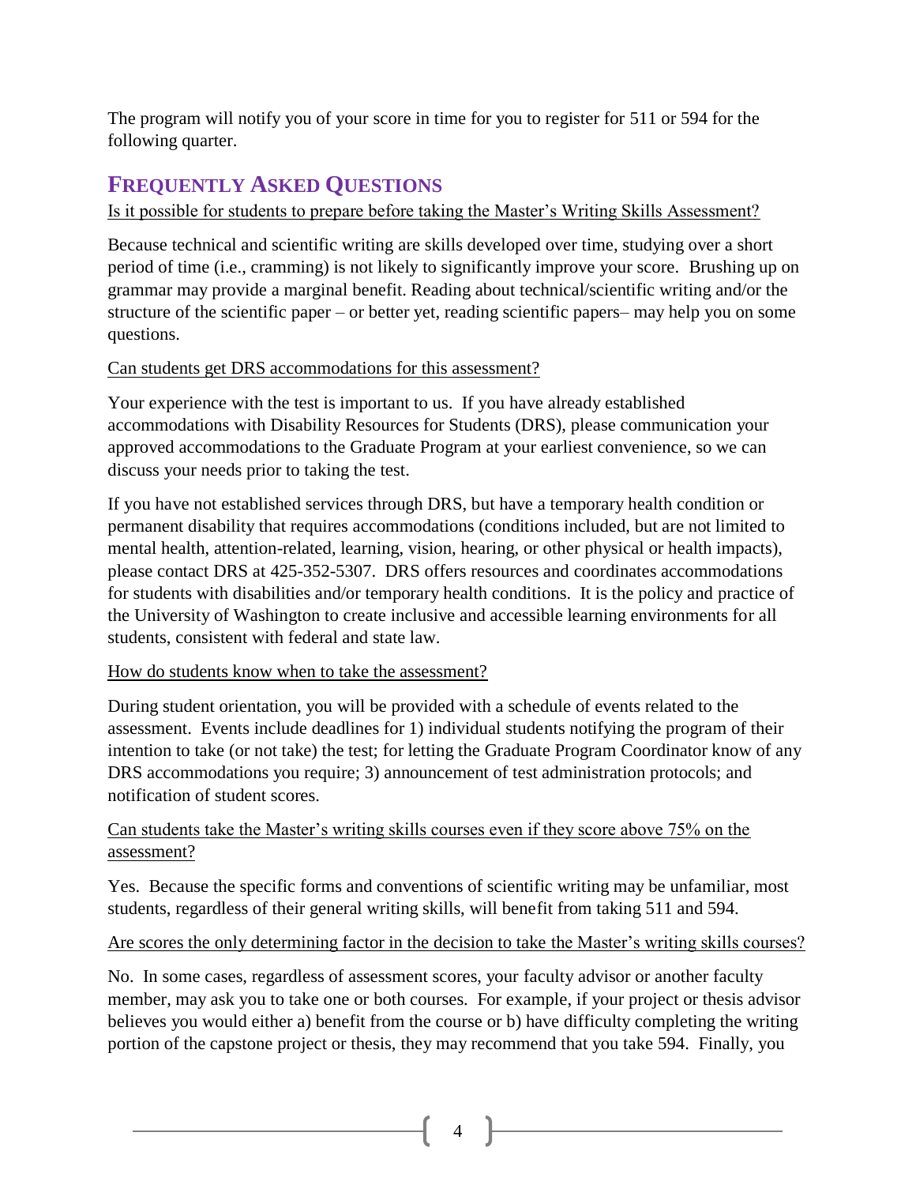The program will notify you of your score in time for you to register for 511 or 594 for the following quarter.

## Frequently Asked Questions

Is it possible for students to prepare before taking the Master's Writing Skills Assessment?

Because technical and scientific writing are skills developed over time, studying over a short period of time (i.e., cramming) is not likely to significantly improve your score. Brushing up on grammar may provide a marginal benefit. Reading about technical/scientific writing and/or the structure of the scientific paper – or better yet, reading scientific papers– may help you on some questions.

Can students get DRS accommodations for this assessment?

Your experience with the test is important to us. If you have already established accommodations with Disability Resources for Students (DRS), please communication your approved accommodations to the Graduate Program at your earliest convenience, so we can discuss your needs prior to taking the test.

If you have not established services through DRS, but have a temporary health condition or permanent disability that requires accommodations (conditions included, but are not limited to mental health, attention-related, learning, vision, hearing, or other physical or health impacts), please contact DRS at 425-352-5307. DRS offers resources and coordinates accommodations for students with disabilities and/or temporary health conditions. It is the policy and practice of the University of Washington to create inclusive and accessible learning environments for all students, consistent with federal and state law.

How do students know when to take the assessment?

During student orientation, you will be provided with a schedule of events related to the assessment. Events include deadlines for 1) individual students notifying the program of their intention to take (or not take) the test; for letting the Graduate Program Coordinator know of any DRS accommodations you require; 3) announcement of test administration protocols; and notification of student scores.

Can students take the Master's writing skills courses even if they score above 75% on the assessment?

Yes. Because the specific forms and conventions of scientific writing may be unfamiliar, most students, regardless of their general writing skills, will benefit from taking 511 and 594.

Are scores the only determining factor in the decision to take the Master's writing skills courses?

No. In some cases, regardless of assessment scores, your faculty advisor or another faculty member, may ask you to take one or both courses. For example, if your project or thesis advisor believes you would either a) benefit from the course or b) have difficulty completing the writing portion of the capstone project or thesis, they may recommend that you take 594. Finally, you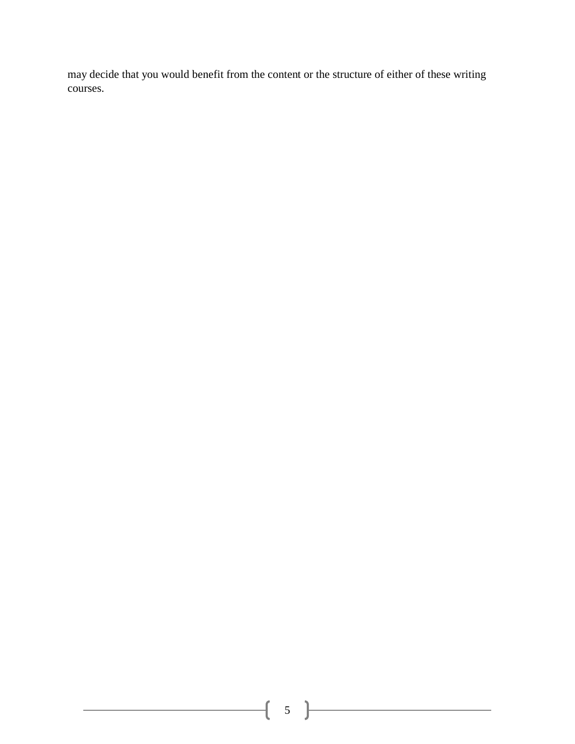may decide that you would benefit from the content or the structure of either of these writing courses.